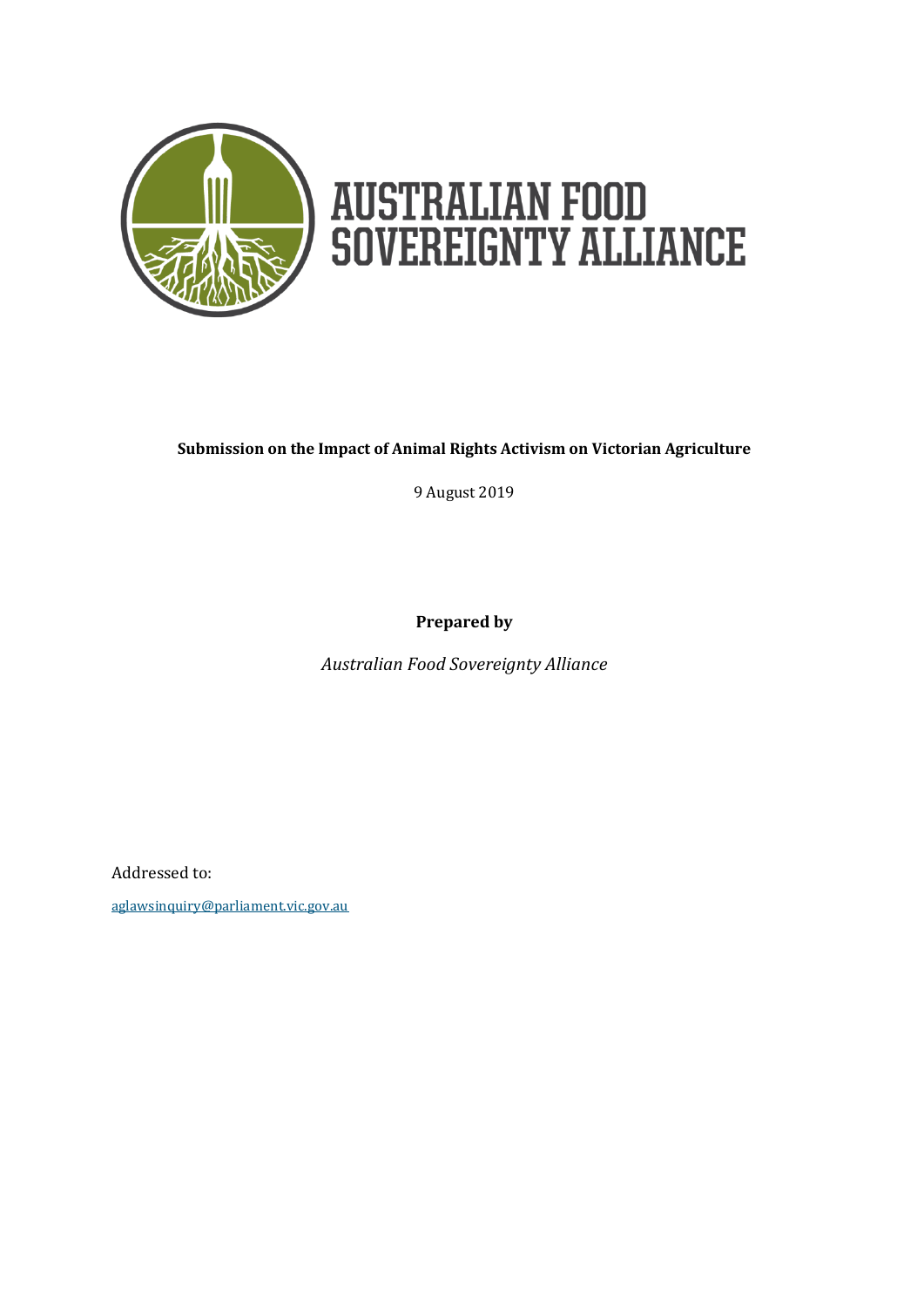# AUSTRALIAN FOOD SOVEREIGNTY ALLIANCE

**Submission on the Impact of Animal Rights Activism on Victorian Agriculture**

9 August 2019

**Prepared by**

*Australian Food Sovereignty Alliance*

Addressed to:

aglawsinquiry@parliament.vic.gov.au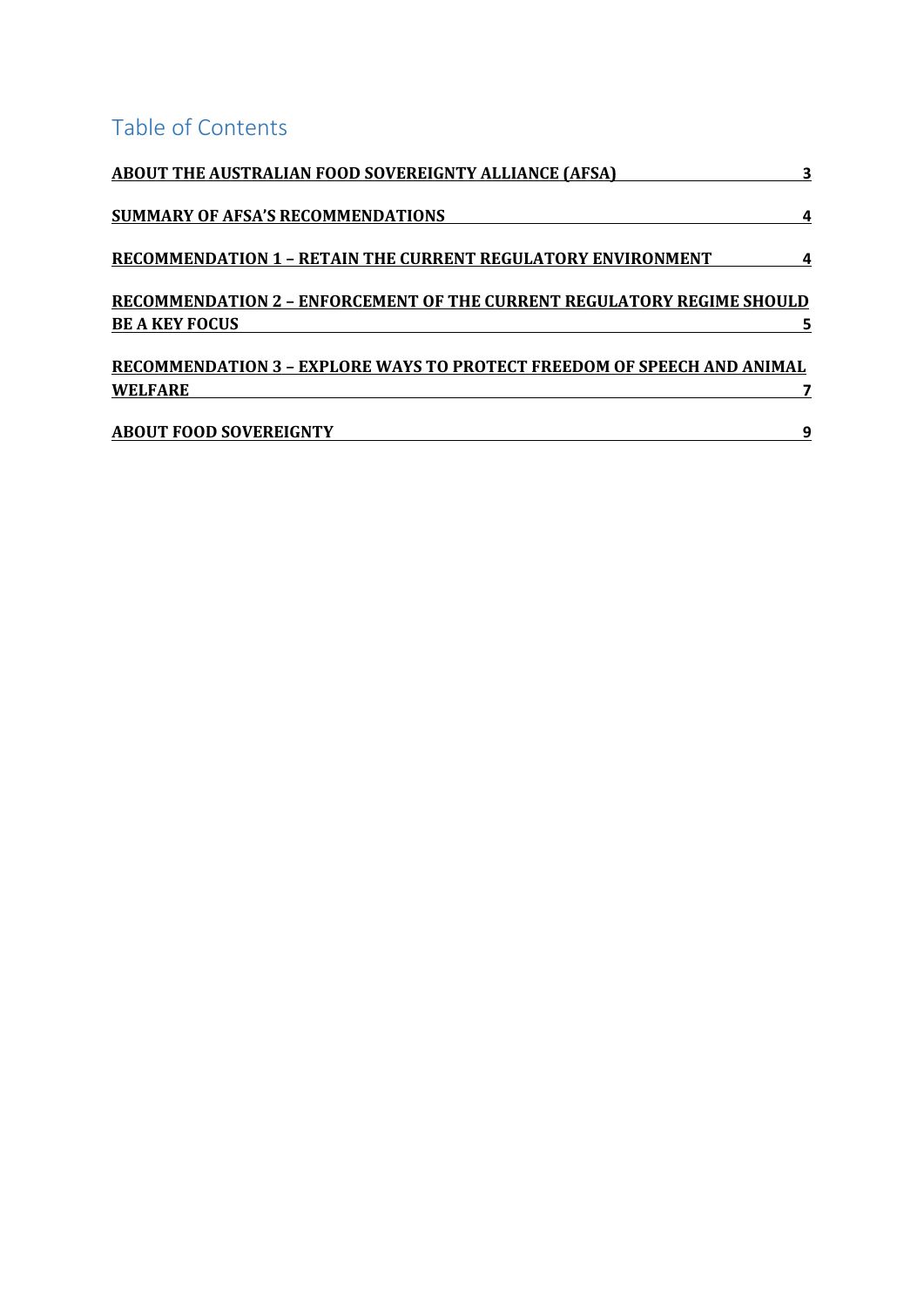# Table of Contents

| | |
|---|---|
| **ABOUT THE AUSTRALIAN FOOD SOVEREIGNTY ALLIANCE (AFSA)** | **3** |
| **SUMMARY OF AFSA'S RECOMMENDATIONS** | **4** |
| **RECOMMENDATION 1 – RETAIN THE CURRENT REGULATORY ENVIRONMENT** | **4** |
| **RECOMMENDATION 2 – ENFORCEMENT OF THE CURRENT REGULATORY REGIME SHOULD BE A KEY FOCUS** | **5** |
| **RECOMMENDATION 3 – EXPLORE WAYS TO PROTECT FREEDOM OF SPEECH AND ANIMAL WELFARE** | **7** |
| **ABOUT FOOD SOVEREIGNTY** | **9** |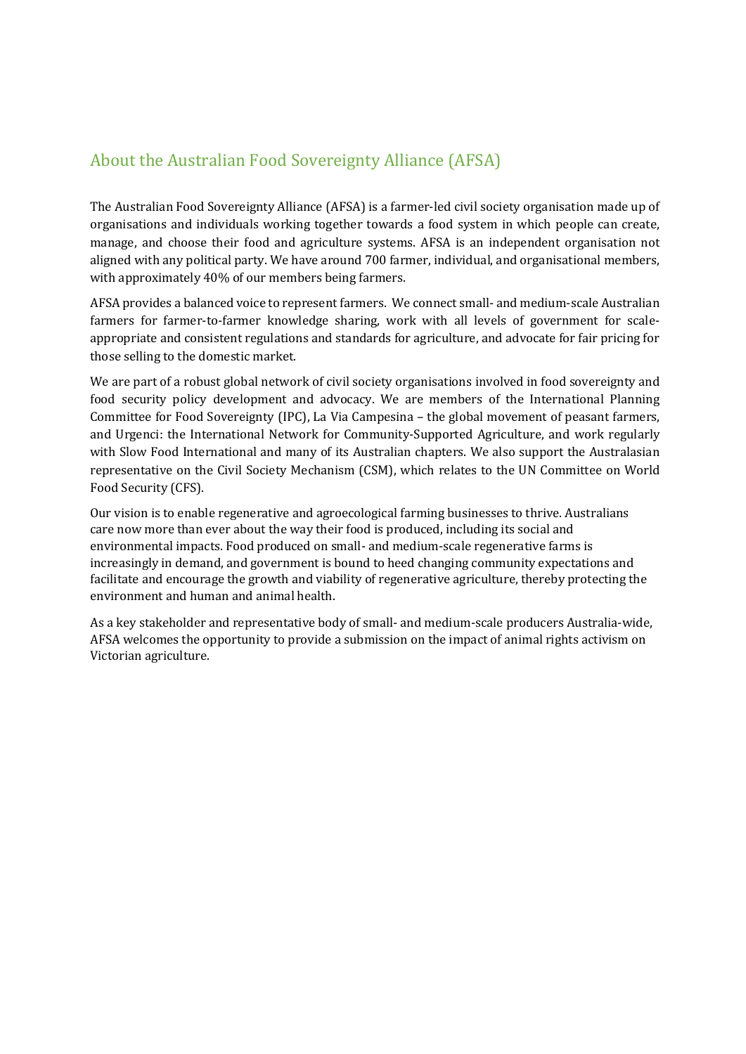## About the Australian Food Sovereignty Alliance (AFSA)

The Australian Food Sovereignty Alliance (AFSA) is a farmer-led civil society organisation made up of organisations and individuals working together towards a food system in which people can create, manage, and choose their food and agriculture systems. AFSA is an independent organisation not aligned with any political party. We have around 700 farmer, individual, and organisational members, with approximately 40% of our members being farmers.

AFSA provides a balanced voice to represent farmers. We connect small- and medium-scale Australian farmers for farmer-to-farmer knowledge sharing, work with all levels of government for scale-appropriate and consistent regulations and standards for agriculture, and advocate for fair pricing for those selling to the domestic market.

We are part of a robust global network of civil society organisations involved in food sovereignty and food security policy development and advocacy. We are members of the International Planning Committee for Food Sovereignty (IPC), La Via Campesina – the global movement of peasant farmers, and Urgenci: the International Network for Community-Supported Agriculture, and work regularly with Slow Food International and many of its Australian chapters. We also support the Australasian representative on the Civil Society Mechanism (CSM), which relates to the UN Committee on World Food Security (CFS).

Our vision is to enable regenerative and agroecological farming businesses to thrive. Australians care now more than ever about the way their food is produced, including its social and environmental impacts. Food produced on small- and medium-scale regenerative farms is increasingly in demand, and government is bound to heed changing community expectations and facilitate and encourage the growth and viability of regenerative agriculture, thereby protecting the environment and human and animal health.

As a key stakeholder and representative body of small- and medium-scale producers Australia-wide, AFSA welcomes the opportunity to provide a submission on the impact of animal rights activism on Victorian agriculture.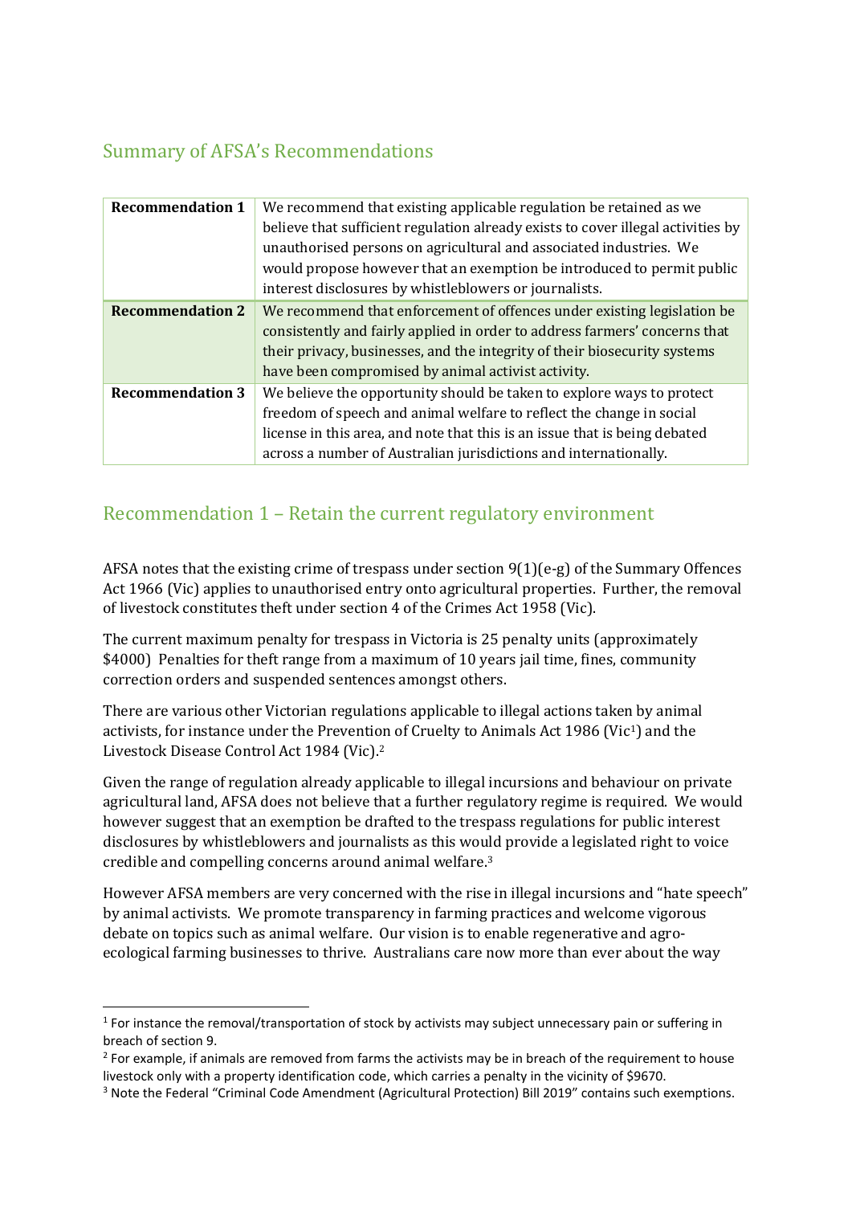## Summary of AFSA's Recommendations

| | |
|---|---|
| **Recommendation 1** | We recommend that existing applicable regulation be retained as we believe that sufficient regulation already exists to cover illegal activities by unauthorised persons on agricultural and associated industries. We would propose however that an exemption be introduced to permit public interest disclosures by whistleblowers or journalists. |
| **Recommendation 2** | We recommend that enforcement of offences under existing legislation be consistently and fairly applied in order to address farmers' concerns that their privacy, businesses, and the integrity of their biosecurity systems have been compromised by animal activist activity. |
| **Recommendation 3** | We believe the opportunity should be taken to explore ways to protect freedom of speech and animal welfare to reflect the change in social license in this area, and note that this is an issue that is being debated across a number of Australian jurisdictions and internationally. |

## Recommendation 1 – Retain the current regulatory environment

AFSA notes that the existing crime of trespass under section 9(1)(e-g) of the Summary Offences Act 1966 (Vic) applies to unauthorised entry onto agricultural properties. Further, the removal of livestock constitutes theft under section 4 of the Crimes Act 1958 (Vic).

The current maximum penalty for trespass in Victoria is 25 penalty units (approximately $4000) Penalties for theft range from a maximum of 10 years jail time, fines, community correction orders and suspended sentences amongst others.

There are various other Victorian regulations applicable to illegal actions taken by animal activists, for instance under the Prevention of Cruelty to Animals Act 1986 (Vic[1]) and the Livestock Disease Control Act 1984 (Vic).[2]

Given the range of regulation already applicable to illegal incursions and behaviour on private agricultural land, AFSA does not believe that a further regulatory regime is required. We would however suggest that an exemption be drafted to the trespass regulations for public interest disclosures by whistleblowers and journalists as this would provide a legislated right to voice credible and compelling concerns around animal welfare.[3]

However AFSA members are very concerned with the rise in illegal incursions and "hate speech" by animal activists. We promote transparency in farming practices and welcome vigorous debate on topics such as animal welfare. Our vision is to enable regenerative and agro-ecological farming businesses to thrive. Australians care now more than ever about the way

---

[1] For instance the removal/transportation of stock by activists may subject unnecessary pain or suffering in breach of section 9.

[2] For example, if animals are removed from farms the activists may be in breach of the requirement to house livestock only with a property identification code, which carries a penalty in the vicinity of $9670.

[3] Note the Federal "Criminal Code Amendment (Agricultural Protection) Bill 2019" contains such exemptions.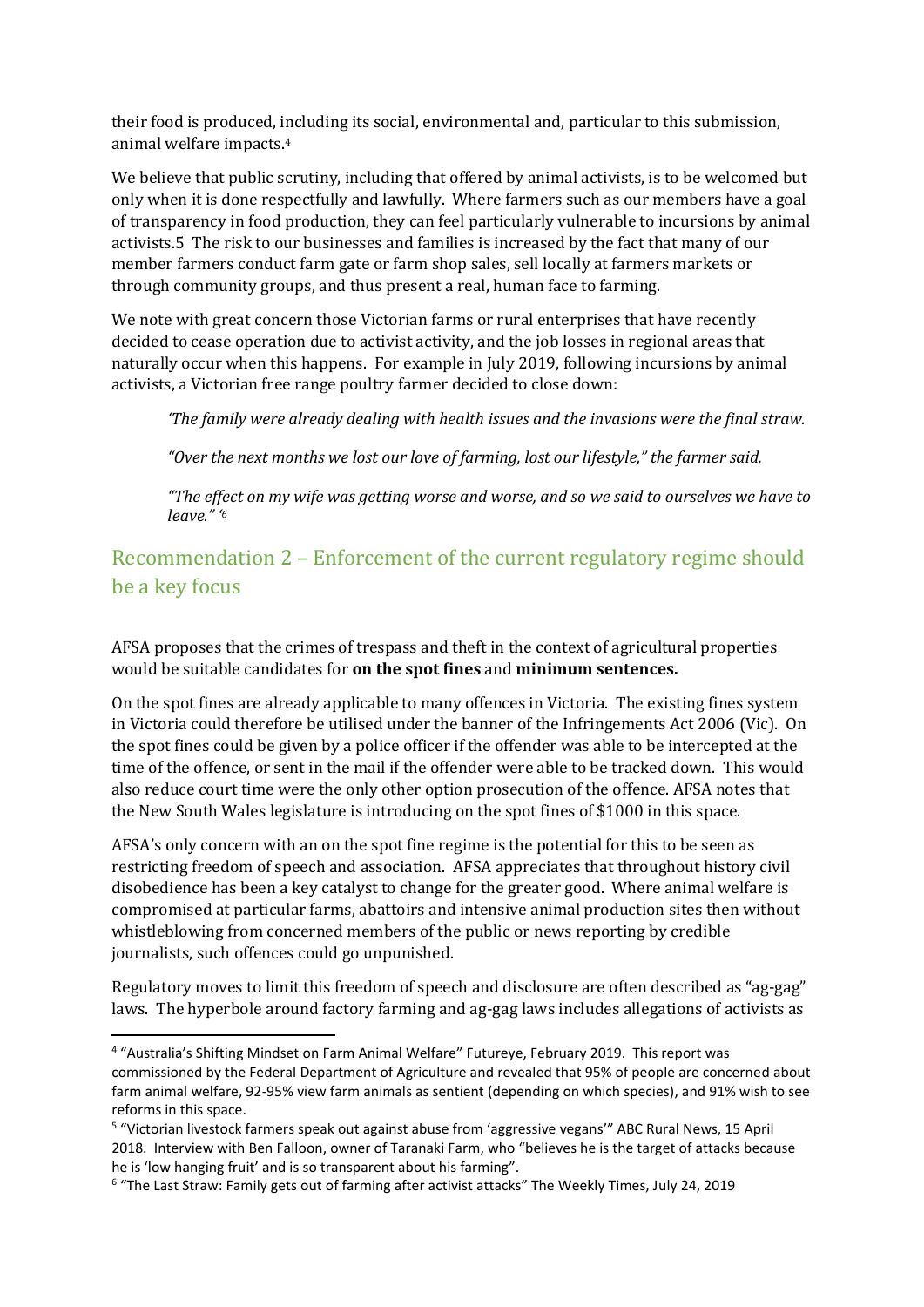their food is produced, including its social, environmental and, particular to this submission, animal welfare impacts.[4]

We believe that public scrutiny, including that offered by animal activists, is to be welcomed but only when it is done respectfully and lawfully. Where farmers such as our members have a goal of transparency in food production, they can feel particularly vulnerable to incursions by animal activists.5 The risk to our businesses and families is increased by the fact that many of our member farmers conduct farm gate or farm shop sales, sell locally at farmers markets or through community groups, and thus present a real, human face to farming.

We note with great concern those Victorian farms or rural enterprises that have recently decided to cease operation due to activist activity, and the job losses in regional areas that naturally occur when this happens. For example in July 2019, following incursions by animal activists, a Victorian free range poultry farmer decided to close down:

> *'The family were already dealing with health issues and the invasions were the final straw.*
>
> *"Over the next months we lost our love of farming, lost our lifestyle," the farmer said.*
>
> *"The effect on my wife was getting worse and worse, and so we said to ourselves we have to leave." '*[6]

## Recommendation 2 – Enforcement of the current regulatory regime should be a key focus

AFSA proposes that the crimes of trespass and theft in the context of agricultural properties would be suitable candidates for **on the spot fines** and **minimum sentences.**

On the spot fines are already applicable to many offences in Victoria. The existing fines system in Victoria could therefore be utilised under the banner of the Infringements Act 2006 (Vic). On the spot fines could be given by a police officer if the offender was able to be intercepted at the time of the offence, or sent in the mail if the offender were able to be tracked down. This would also reduce court time were the only other option prosecution of the offence. AFSA notes that the New South Wales legislature is introducing on the spot fines of $1000 in this space.

AFSA's only concern with an on the spot fine regime is the potential for this to be seen as restricting freedom of speech and association. AFSA appreciates that throughout history civil disobedience has been a key catalyst to change for the greater good. Where animal welfare is compromised at particular farms, abattoirs and intensive animal production sites then without whistleblowing from concerned members of the public or news reporting by credible journalists, such offences could go unpunished.

Regulatory moves to limit this freedom of speech and disclosure are often described as "ag-gag" laws. The hyperbole around factory farming and ag-gag laws includes allegations of activists as

---

[4] "Australia's Shifting Mindset on Farm Animal Welfare" Futureye, February 2019. This report was commissioned by the Federal Department of Agriculture and revealed that 95% of people are concerned about farm animal welfare, 92-95% view farm animals as sentient (depending on which species), and 91% wish to see reforms in this space.

[5] "Victorian livestock farmers speak out against abuse from 'aggressive vegans'" ABC Rural News, 15 April 2018. Interview with Ben Falloon, owner of Taranaki Farm, who "believes he is the target of attacks because he is 'low hanging fruit' and is so transparent about his farming".

[6] "The Last Straw: Family gets out of farming after activist attacks" The Weekly Times, July 24, 2019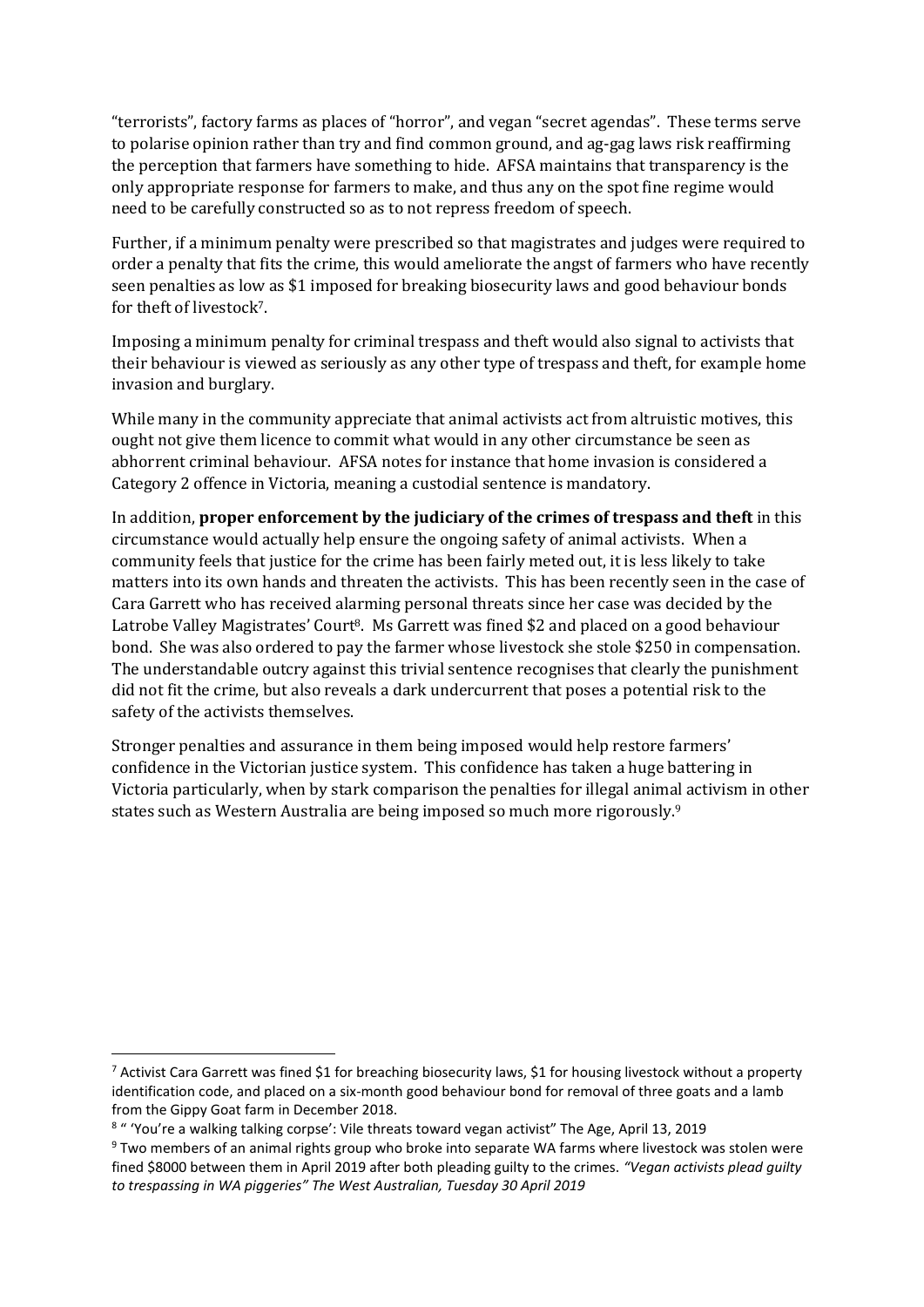"terrorists", factory farms as places of "horror", and vegan "secret agendas". These terms serve to polarise opinion rather than try and find common ground, and ag-gag laws risk reaffirming the perception that farmers have something to hide. AFSA maintains that transparency is the only appropriate response for farmers to make, and thus any on the spot fine regime would need to be carefully constructed so as to not repress freedom of speech.

Further, if a minimum penalty were prescribed so that magistrates and judges were required to order a penalty that fits the crime, this would ameliorate the angst of farmers who have recently seen penalties as low as $1 imposed for breaking biosecurity laws and good behaviour bonds for theft of livestock[7].

Imposing a minimum penalty for criminal trespass and theft would also signal to activists that their behaviour is viewed as seriously as any other type of trespass and theft, for example home invasion and burglary.

While many in the community appreciate that animal activists act from altruistic motives, this ought not give them licence to commit what would in any other circumstance be seen as abhorrent criminal behaviour. AFSA notes for instance that home invasion is considered a Category 2 offence in Victoria, meaning a custodial sentence is mandatory.

In addition, **proper enforcement by the judiciary of the crimes of trespass and theft** in this circumstance would actually help ensure the ongoing safety of animal activists. When a community feels that justice for the crime has been fairly meted out, it is less likely to take matters into its own hands and threaten the activists. This has been recently seen in the case of Cara Garrett who has received alarming personal threats since her case was decided by the Latrobe Valley Magistrates' Court[8]. Ms Garrett was fined $2 and placed on a good behaviour bond. She was also ordered to pay the farmer whose livestock she stole $250 in compensation. The understandable outcry against this trivial sentence recognises that clearly the punishment did not fit the crime, but also reveals a dark undercurrent that poses a potential risk to the safety of the activists themselves.

Stronger penalties and assurance in them being imposed would help restore farmers' confidence in the Victorian justice system. This confidence has taken a huge battering in Victoria particularly, when by stark comparison the penalties for illegal animal activism in other states such as Western Australia are being imposed so much more rigorously.[9]

---

[7] Activist Cara Garrett was fined $1 for breaching biosecurity laws, $1 for housing livestock without a property identification code, and placed on a six-month good behaviour bond for removal of three goats and a lamb from the Gippy Goat farm in December 2018.

[8] " 'You're a walking talking corpse': Vile threats toward vegan activist" The Age, April 13, 2019

[9] Two members of an animal rights group who broke into separate WA farms where livestock was stolen were fined $8000 between them in April 2019 after both pleading guilty to the crimes. *"Vegan activists plead guilty to trespassing in WA piggeries" The West Australian, Tuesday 30 April 2019*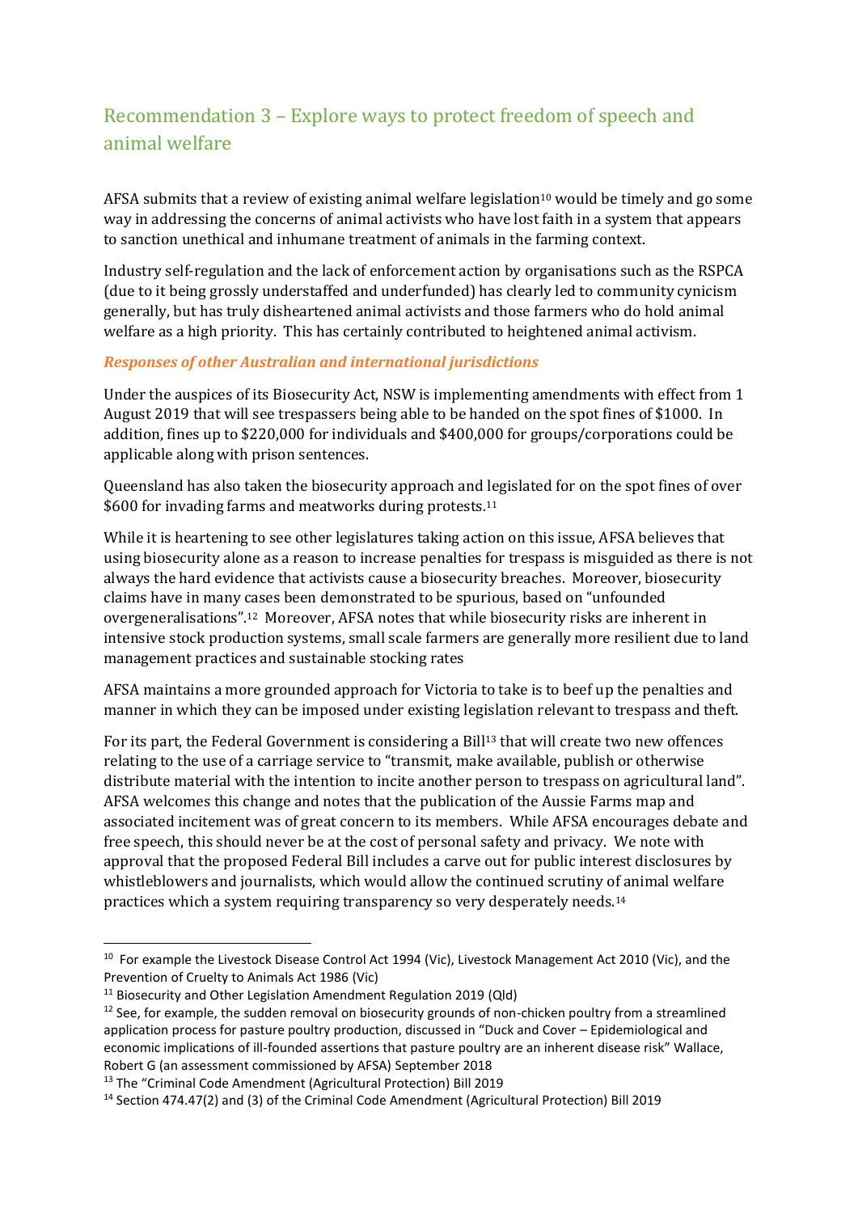## Recommendation 3 – Explore ways to protect freedom of speech and animal welfare

AFSA submits that a review of existing animal welfare legislation[10] would be timely and go some way in addressing the concerns of animal activists who have lost faith in a system that appears to sanction unethical and inhumane treatment of animals in the farming context.

Industry self-regulation and the lack of enforcement action by organisations such as the RSPCA (due to it being grossly understaffed and underfunded) has clearly led to community cynicism generally, but has truly disheartened animal activists and those farmers who do hold animal welfare as a high priority. This has certainly contributed to heightened animal activism.

### *Responses of other Australian and international jurisdictions*

Under the auspices of its Biosecurity Act, NSW is implementing amendments with effect from 1 August 2019 that will see trespassers being able to be handed on the spot fines of $1000. In addition, fines up to $220,000 for individuals and $400,000 for groups/corporations could be applicable along with prison sentences.

Queensland has also taken the biosecurity approach and legislated for on the spot fines of over $600 for invading farms and meatworks during protests.[11]

While it is heartening to see other legislatures taking action on this issue, AFSA believes that using biosecurity alone as a reason to increase penalties for trespass is misguided as there is not always the hard evidence that activists cause a biosecurity breaches. Moreover, biosecurity claims have in many cases been demonstrated to be spurious, based on "unfounded overgeneralisations".[12] Moreover, AFSA notes that while biosecurity risks are inherent in intensive stock production systems, small scale farmers are generally more resilient due to land management practices and sustainable stocking rates

AFSA maintains a more grounded approach for Victoria to take is to beef up the penalties and manner in which they can be imposed under existing legislation relevant to trespass and theft.

For its part, the Federal Government is considering a Bill[13] that will create two new offences relating to the use of a carriage service to "transmit, make available, publish or otherwise distribute material with the intention to incite another person to trespass on agricultural land". AFSA welcomes this change and notes that the publication of the Aussie Farms map and associated incitement was of great concern to its members. While AFSA encourages debate and free speech, this should never be at the cost of personal safety and privacy. We note with approval that the proposed Federal Bill includes a carve out for public interest disclosures by whistleblowers and journalists, which would allow the continued scrutiny of animal welfare practices which a system requiring transparency so very desperately needs.[14]

---

[10] For example the Livestock Disease Control Act 1994 (Vic), Livestock Management Act 2010 (Vic), and the Prevention of Cruelty to Animals Act 1986 (Vic)

[11] Biosecurity and Other Legislation Amendment Regulation 2019 (Qld)

[12] See, for example, the sudden removal on biosecurity grounds of non-chicken poultry from a streamlined application process for pasture poultry production, discussed in "Duck and Cover – Epidemiological and economic implications of ill-founded assertions that pasture poultry are an inherent disease risk" Wallace, Robert G (an assessment commissioned by AFSA) September 2018

[13] The "Criminal Code Amendment (Agricultural Protection) Bill 2019

[14] Section 474.47(2) and (3) of the Criminal Code Amendment (Agricultural Protection) Bill 2019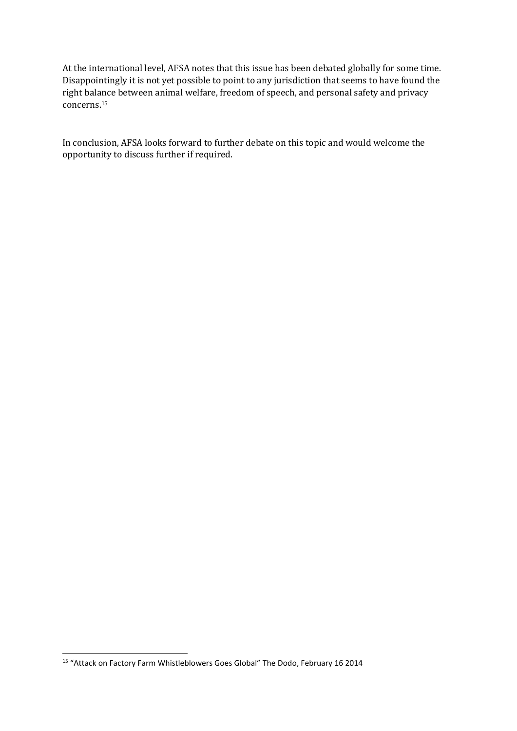At the international level, AFSA notes that this issue has been debated globally for some time. Disappointingly it is not yet possible to point to any jurisdiction that seems to have found the right balance between animal welfare, freedom of speech, and personal safety and privacy concerns.[15]

In conclusion, AFSA looks forward to further debate on this topic and would welcome the opportunity to discuss further if required.

---

[15] "Attack on Factory Farm Whistleblowers Goes Global" The Dodo, February 16 2014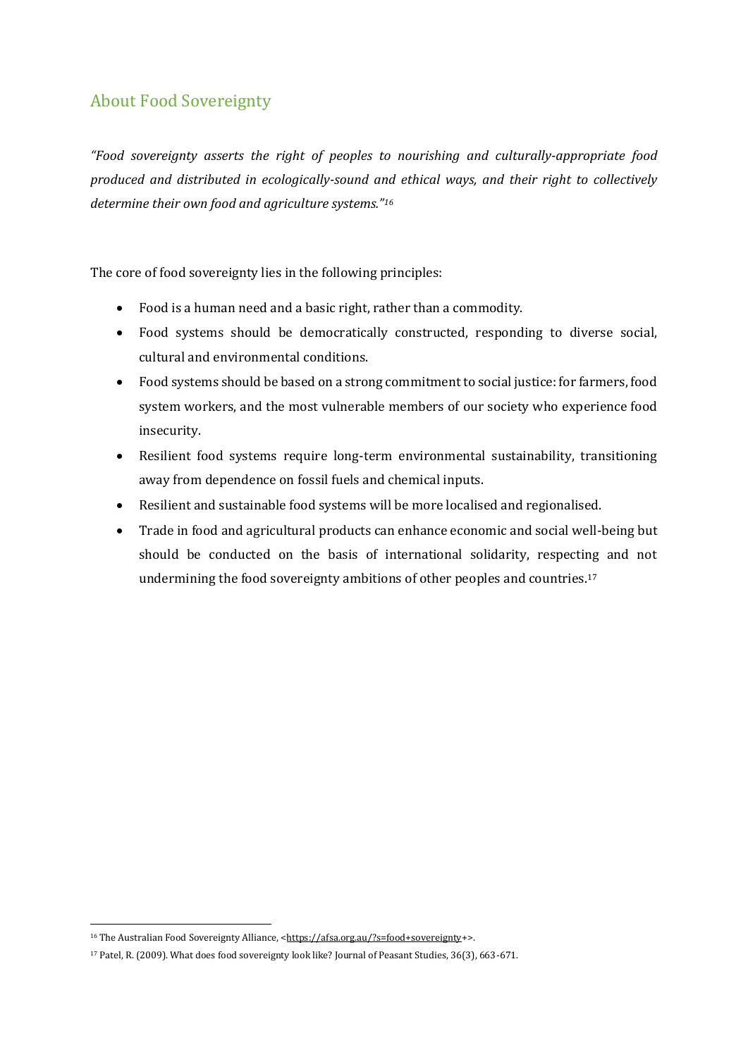## About Food Sovereignty

*"Food sovereignty asserts the right of peoples to nourishing and culturally-appropriate food produced and distributed in ecologically-sound and ethical ways, and their right to collectively determine their own food and agriculture systems."[16]*

The core of food sovereignty lies in the following principles:

- Food is a human need and a basic right, rather than a commodity.
- Food systems should be democratically constructed, responding to diverse social, cultural and environmental conditions.
- Food systems should be based on a strong commitment to social justice: for farmers, food system workers, and the most vulnerable members of our society who experience food insecurity.
- Resilient food systems require long-term environmental sustainability, transitioning away from dependence on fossil fuels and chemical inputs.
- Resilient and sustainable food systems will be more localised and regionalised.
- Trade in food and agricultural products can enhance economic and social well-being but should be conducted on the basis of international solidarity, respecting and not undermining the food sovereignty ambitions of other peoples and countries.[17]

---

[16] The Australian Food Sovereignty Alliance, <https://afsa.org.au/?s=food+sovereignty+>.

[17] Patel, R. (2009). What does food sovereignty look like? Journal of Peasant Studies, 36(3), 663-671.